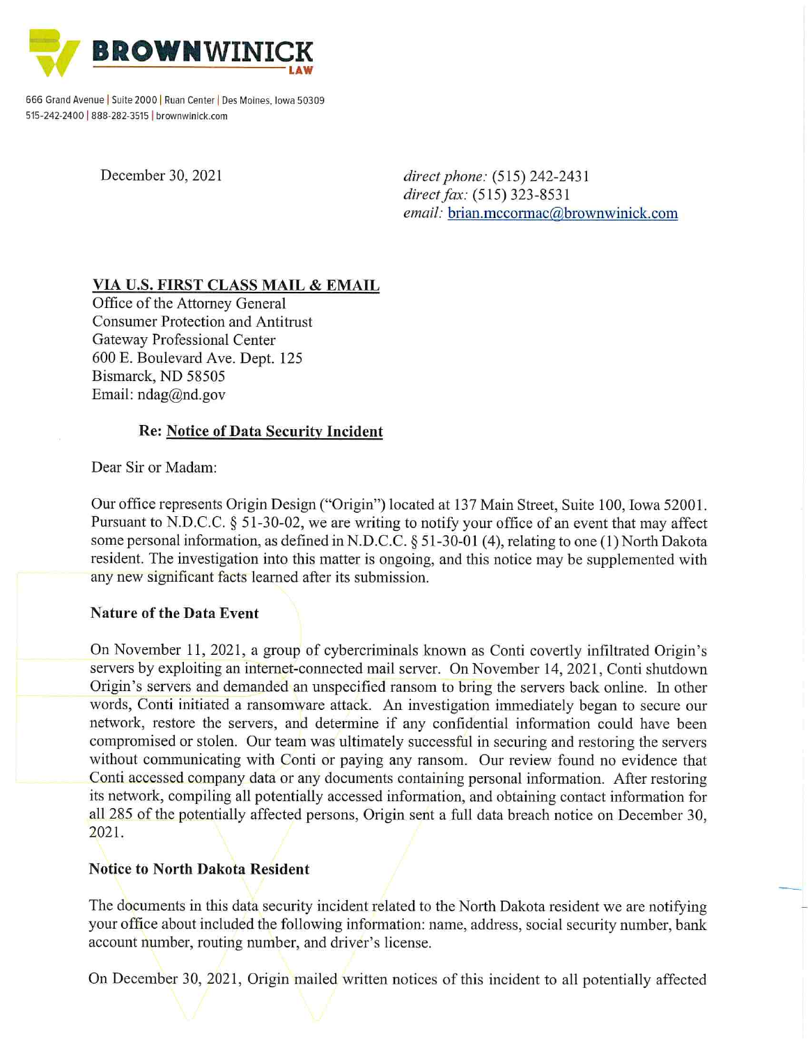**BROWNWINICK** LAW

666 Grand Avenue | Suite 2000 | Ruan Center | Des Moines, Iowa 50309
515-242-2400 | 888-282-3515 | brownwinick.com

December 30, 2021

*direct phone:* (515) 242-2431
*direct fax:* (515) 323-8531
*email:* brian.mccormac@brownwinick.com

**VIA U.S. FIRST CLASS MAIL & EMAIL**
Office of the Attorney General
Consumer Protection and Antitrust
Gateway Professional Center
600 E. Boulevard Ave. Dept. 125
Bismarck, ND 58505
Email: ndag@nd.gov

**Re: Notice of Data Security Incident**

Dear Sir or Madam:

Our office represents Origin Design ("Origin") located at 137 Main Street, Suite 100, Iowa 52001. Pursuant to N.D.C.C. § 51-30-02, we are writing to notify your office of an event that may affect some personal information, as defined in N.D.C.C. § 51-30-01 (4), relating to one (1) North Dakota resident. The investigation into this matter is ongoing, and this notice may be supplemented with any new significant facts learned after its submission.

**Nature of the Data Event**

On November 11, 2021, a group of cybercriminals known as Conti covertly infiltrated Origin's servers by exploiting an internet-connected mail server. On November 14, 2021, Conti shutdown Origin's servers and demanded an unspecified ransom to bring the servers back online. In other words, Conti initiated a ransomware attack. An investigation immediately began to secure our network, restore the servers, and determine if any confidential information could have been compromised or stolen. Our team was ultimately successful in securing and restoring the servers without communicating with Conti or paying any ransom. Our review found no evidence that Conti accessed company data or any documents containing personal information. After restoring its network, compiling all potentially accessed information, and obtaining contact information for all 285 of the potentially affected persons, Origin sent a full data breach notice on December 30, 2021.

**Notice to North Dakota Resident**

The documents in this data security incident related to the North Dakota resident we are notifying your office about included the following information: name, address, social security number, bank account number, routing number, and driver's license.

On December 30, 2021, Origin mailed written notices of this incident to all potentially affected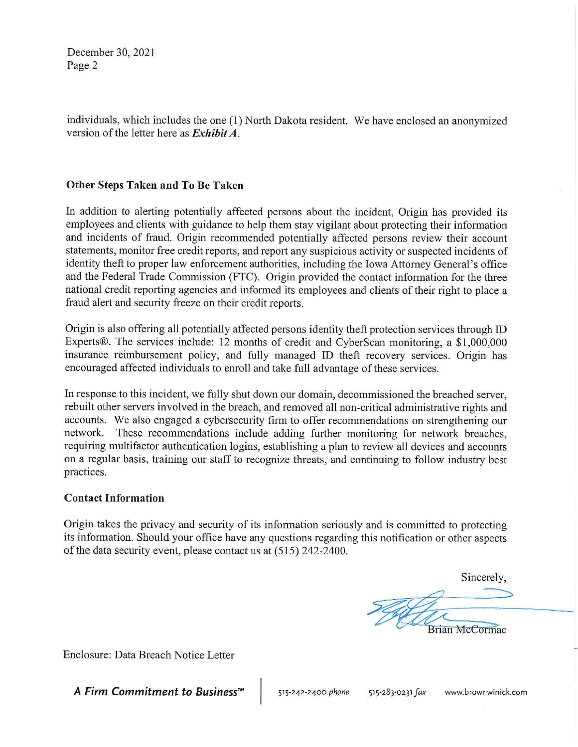individuals, which includes the one (1) North Dakota resident. We have enclosed an anonymized version of the letter here as ***Exhibit A***.

**Other Steps Taken and To Be Taken**

In addition to alerting potentially affected persons about the incident, Origin has provided its employees and clients with guidance to help them stay vigilant about protecting their information and incidents of fraud. Origin recommended potentially affected persons review their account statements, monitor free credit reports, and report any suspicious activity or suspected incidents of identity theft to proper law enforcement authorities, including the Iowa Attorney General's office and the Federal Trade Commission (FTC). Origin provided the contact information for the three national credit reporting agencies and informed its employees and clients of their right to place a fraud alert and security freeze on their credit reports.

Origin is also offering all potentially affected persons identity theft protection services through ID Experts®. The services include: 12 months of credit and CyberScan monitoring, a $1,000,000 insurance reimbursement policy, and fully managed ID theft recovery services. Origin has encouraged affected individuals to enroll and take full advantage of these services.

In response to this incident, we fully shut down our domain, decommissioned the breached server, rebuilt other servers involved in the breach, and removed all non-critical administrative rights and accounts. We also engaged a cybersecurity firm to offer recommendations on strengthening our network. These recommendations include adding further monitoring for network breaches, requiring multifactor authentication logins, establishing a plan to review all devices and accounts on a regular basis, training our staff to recognize threats, and continuing to follow industry best practices.

**Contact Information**

Origin takes the privacy and security of its information seriously and is committed to protecting its information. Should your office have any questions regarding this notification or other aspects of the data security event, please contact us at (515) 242-2400.

Sincerely,

Brian McCormac

Enclosure: Data Breach Notice Letter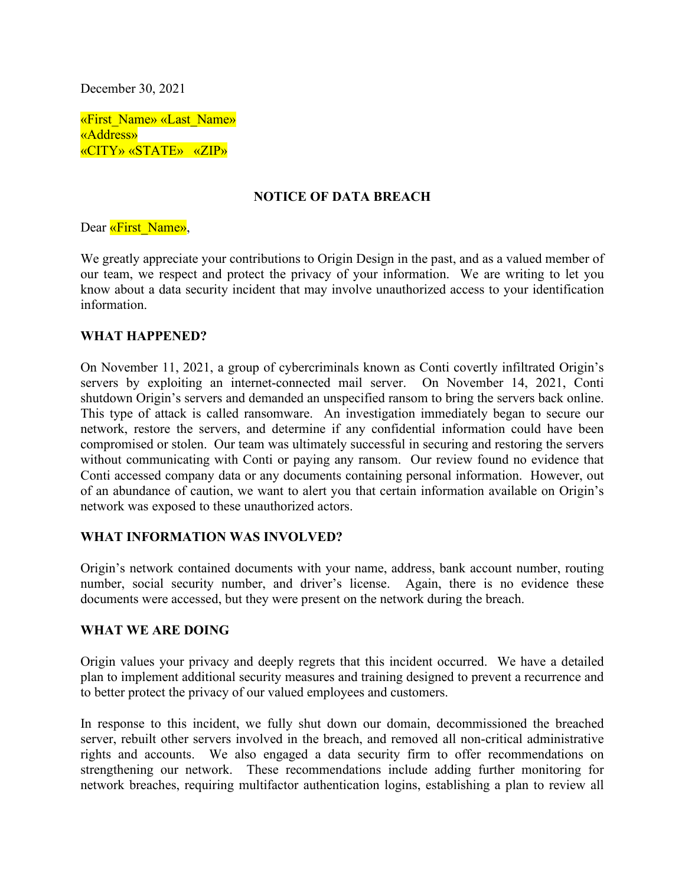December 30, 2021

«First_Name» «Last_Name»
«Address»
«CITY» «STATE» «ZIP»

**NOTICE OF DATA BREACH**

Dear «First_Name»,

We greatly appreciate your contributions to Origin Design in the past, and as a valued member of our team, we respect and protect the privacy of your information. We are writing to let you know about a data security incident that may involve unauthorized access to your identification information.

**WHAT HAPPENED?**

On November 11, 2021, a group of cybercriminals known as Conti covertly infiltrated Origin's servers by exploiting an internet-connected mail server. On November 14, 2021, Conti shutdown Origin's servers and demanded an unspecified ransom to bring the servers back online. This type of attack is called ransomware. An investigation immediately began to secure our network, restore the servers, and determine if any confidential information could have been compromised or stolen. Our team was ultimately successful in securing and restoring the servers without communicating with Conti or paying any ransom. Our review found no evidence that Conti accessed company data or any documents containing personal information. However, out of an abundance of caution, we want to alert you that certain information available on Origin's network was exposed to these unauthorized actors.

**WHAT INFORMATION WAS INVOLVED?**

Origin's network contained documents with your name, address, bank account number, routing number, social security number, and driver's license. Again, there is no evidence these documents were accessed, but they were present on the network during the breach.

**WHAT WE ARE DOING**

Origin values your privacy and deeply regrets that this incident occurred. We have a detailed plan to implement additional security measures and training designed to prevent a recurrence and to better protect the privacy of our valued employees and customers.

In response to this incident, we fully shut down our domain, decommissioned the breached server, rebuilt other servers involved in the breach, and removed all non-critical administrative rights and accounts. We also engaged a data security firm to offer recommendations on strengthening our network. These recommendations include adding further monitoring for network breaches, requiring multifactor authentication logins, establishing a plan to review all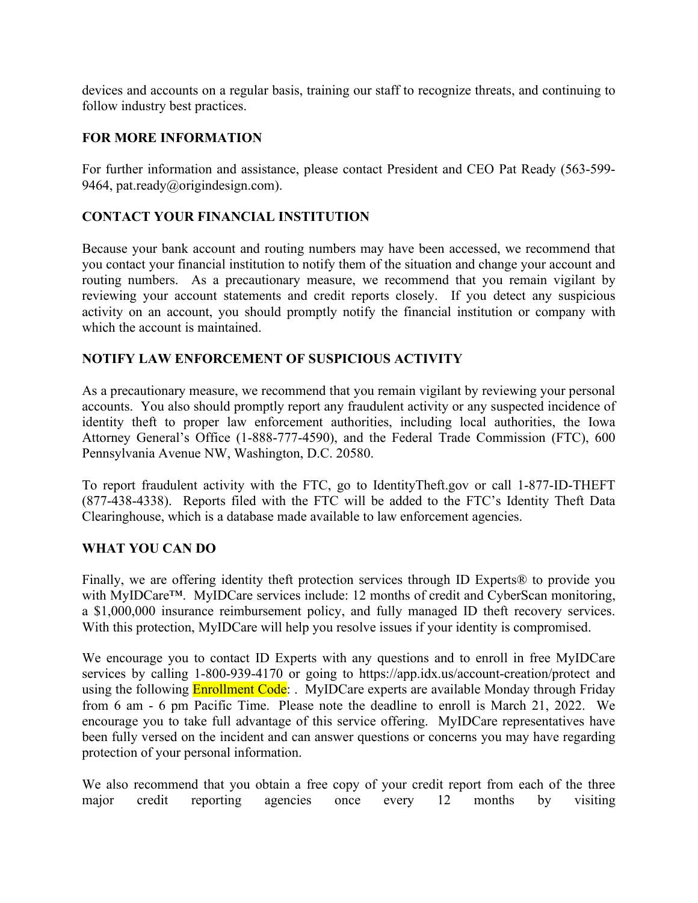devices and accounts on a regular basis, training our staff to recognize threats, and continuing to follow industry best practices.

**FOR MORE INFORMATION**

For further information and assistance, please contact President and CEO Pat Ready (563-599-9464, pat.ready@origindesign.com).

**CONTACT YOUR FINANCIAL INSTITUTION**

Because your bank account and routing numbers may have been accessed, we recommend that you contact your financial institution to notify them of the situation and change your account and routing numbers. As a precautionary measure, we recommend that you remain vigilant by reviewing your account statements and credit reports closely. If you detect any suspicious activity on an account, you should promptly notify the financial institution or company with which the account is maintained.

**NOTIFY LAW ENFORCEMENT OF SUSPICIOUS ACTIVITY**

As a precautionary measure, we recommend that you remain vigilant by reviewing your personal accounts. You also should promptly report any fraudulent activity or any suspected incidence of identity theft to proper law enforcement authorities, including local authorities, the Iowa Attorney General's Office (1-888-777-4590), and the Federal Trade Commission (FTC), 600 Pennsylvania Avenue NW, Washington, D.C. 20580.

To report fraudulent activity with the FTC, go to IdentityTheft.gov or call 1-877-ID-THEFT (877-438-4338). Reports filed with the FTC will be added to the FTC's Identity Theft Data Clearinghouse, which is a database made available to law enforcement agencies.

**WHAT YOU CAN DO**

Finally, we are offering identity theft protection services through ID Experts® to provide you with MyIDCare™. MyIDCare services include: 12 months of credit and CyberScan monitoring, a $1,000,000 insurance reimbursement policy, and fully managed ID theft recovery services. With this protection, MyIDCare will help you resolve issues if your identity is compromised.

We encourage you to contact ID Experts with any questions and to enroll in free MyIDCare services by calling 1-800-939-4170 or going to https://app.idx.us/account-creation/protect and using the following Enrollment Code: . MyIDCare experts are available Monday through Friday from 6 am - 6 pm Pacific Time. Please note the deadline to enroll is March 21, 2022. We encourage you to take full advantage of this service offering. MyIDCare representatives have been fully versed on the incident and can answer questions or concerns you may have regarding protection of your personal information.

We also recommend that you obtain a free copy of your credit report from each of the three major credit reporting agencies once every 12 months by visiting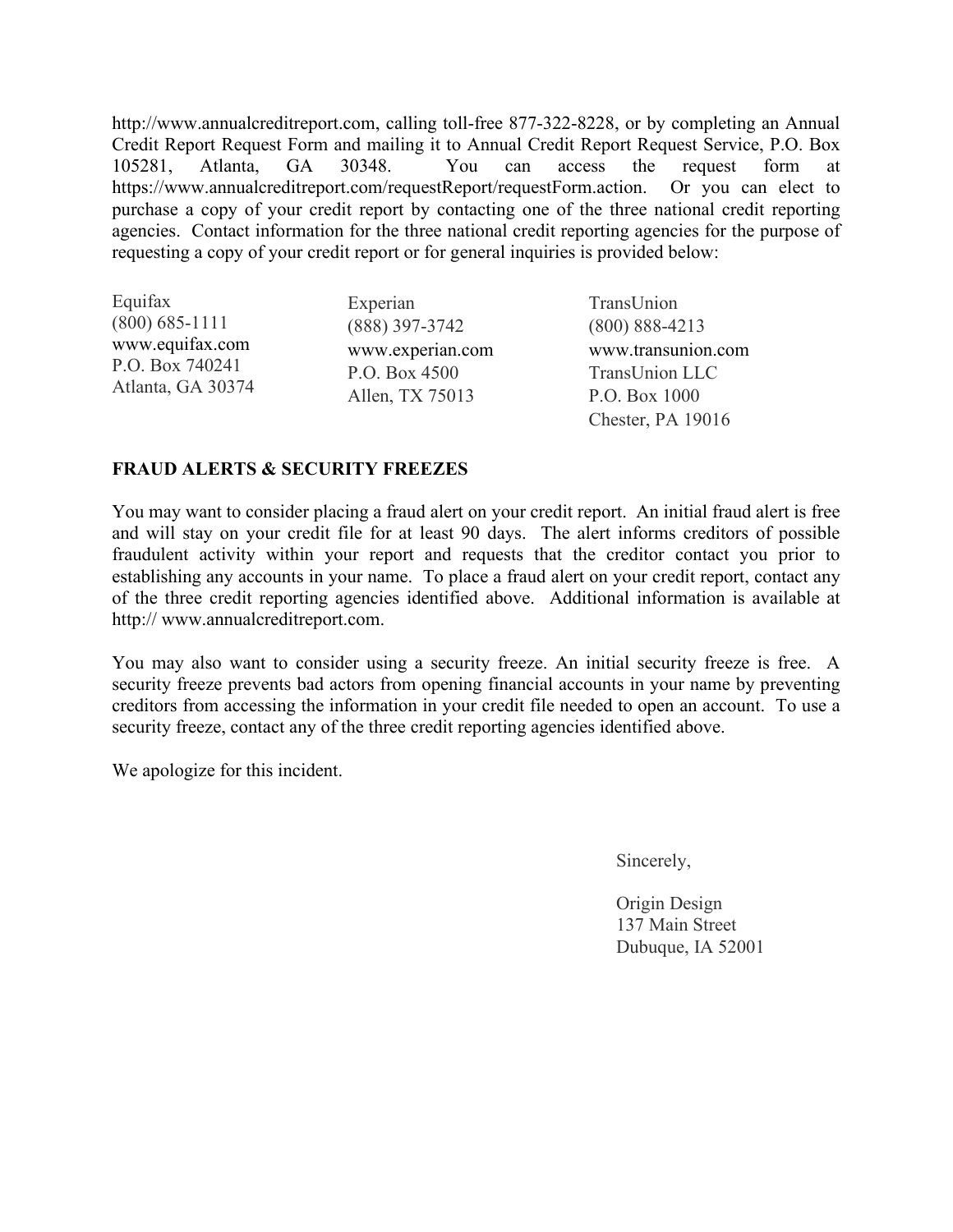http://www.annualcreditreport.com, calling toll-free 877-322-8228, or by completing an Annual Credit Report Request Form and mailing it to Annual Credit Report Request Service, P.O. Box 105281, Atlanta, GA 30348. You can access the request form at https://www.annualcreditreport.com/requestReport/requestForm.action. Or you can elect to purchase a copy of your credit report by contacting one of the three national credit reporting agencies. Contact information for the three national credit reporting agencies for the purpose of requesting a copy of your credit report or for general inquiries is provided below:

| | | |
|---|---|---|
| Equifax<br>(800) 685-1111<br>www.equifax.com<br>P.O. Box 740241<br>Atlanta, GA 30374 | Experian<br>(888) 397-3742<br>www.experian.com<br>P.O. Box 4500<br>Allen, TX 75013 | TransUnion<br>(800) 888-4213<br>www.transunion.com<br>TransUnion LLC<br>P.O. Box 1000<br>Chester, PA 19016 |

**FRAUD ALERTS & SECURITY FREEZES**

You may want to consider placing a fraud alert on your credit report. An initial fraud alert is free and will stay on your credit file for at least 90 days. The alert informs creditors of possible fraudulent activity within your report and requests that the creditor contact you prior to establishing any accounts in your name. To place a fraud alert on your credit report, contact any of the three credit reporting agencies identified above. Additional information is available at http:// www.annualcreditreport.com.

You may also want to consider using a security freeze. An initial security freeze is free. A security freeze prevents bad actors from opening financial accounts in your name by preventing creditors from accessing the information in your credit file needed to open an account. To use a security freeze, contact any of the three credit reporting agencies identified above.

We apologize for this incident.

Sincerely,

Origin Design
137 Main Street
Dubuque, IA 52001